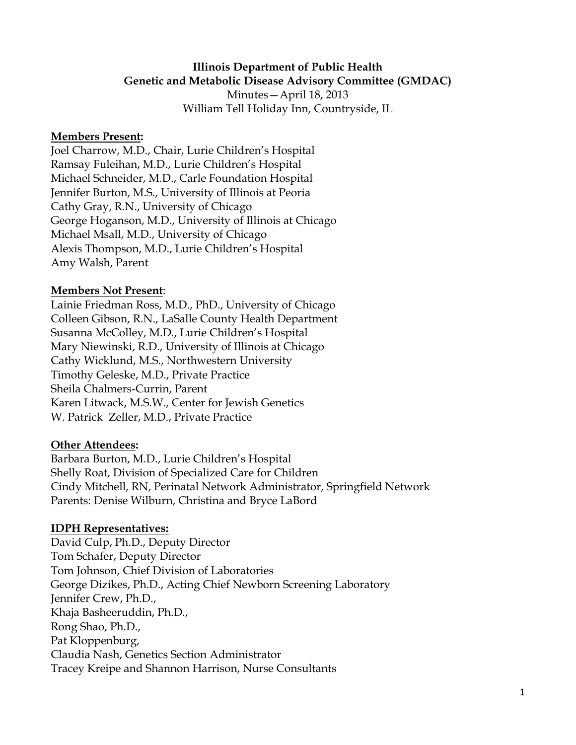**Illinois Department of Public Health**
**Genetic and Metabolic Disease Advisory Committee (GMDAC)**
Minutes—April 18, 2013
William Tell Holiday Inn, Countryside, IL

**Members Present:**
Joel Charrow, M.D., Chair, Lurie Children's Hospital
Ramsay Fuleihan, M.D., Lurie Children's Hospital
Michael Schneider, M.D., Carle Foundation Hospital
Jennifer Burton, M.S., University of Illinois at Peoria
Cathy Gray, R.N., University of Chicago
George Hoganson, M.D., University of Illinois at Chicago
Michael Msall, M.D., University of Chicago
Alexis Thompson, M.D., Lurie Children's Hospital
Amy Walsh, Parent

**Members Not Present**:
Lainie Friedman Ross, M.D., PhD., University of Chicago
Colleen Gibson, R.N., LaSalle County Health Department
Susanna McColley, M.D., Lurie Children's Hospital
Mary Niewinski, R.D., University of Illinois at Chicago
Cathy Wicklund, M.S., Northwestern University
Timothy Geleske, M.D., Private Practice
Sheila Chalmers-Currin, Parent
Karen Litwack, M.S.W., Center for Jewish Genetics
W. Patrick Zeller, M.D., Private Practice

**Other Attendees:**
Barbara Burton, M.D., Lurie Children's Hospital
Shelly Roat, Division of Specialized Care for Children
Cindy Mitchell, RN, Perinatal Network Administrator, Springfield Network
Parents: Denise Wilburn, Christina and Bryce LaBord

**IDPH Representatives:**
David Culp, Ph.D., Deputy Director
Tom Schafer, Deputy Director
Tom Johnson, Chief Division of Laboratories
George Dizikes, Ph.D., Acting Chief Newborn Screening Laboratory
Jennifer Crew, Ph.D.,
Khaja Basheeruddin, Ph.D.,
Rong Shao, Ph.D.,
Pat Kloppenburg,
Claudia Nash, Genetics Section Administrator
Tracey Kreipe and Shannon Harrison, Nurse Consultants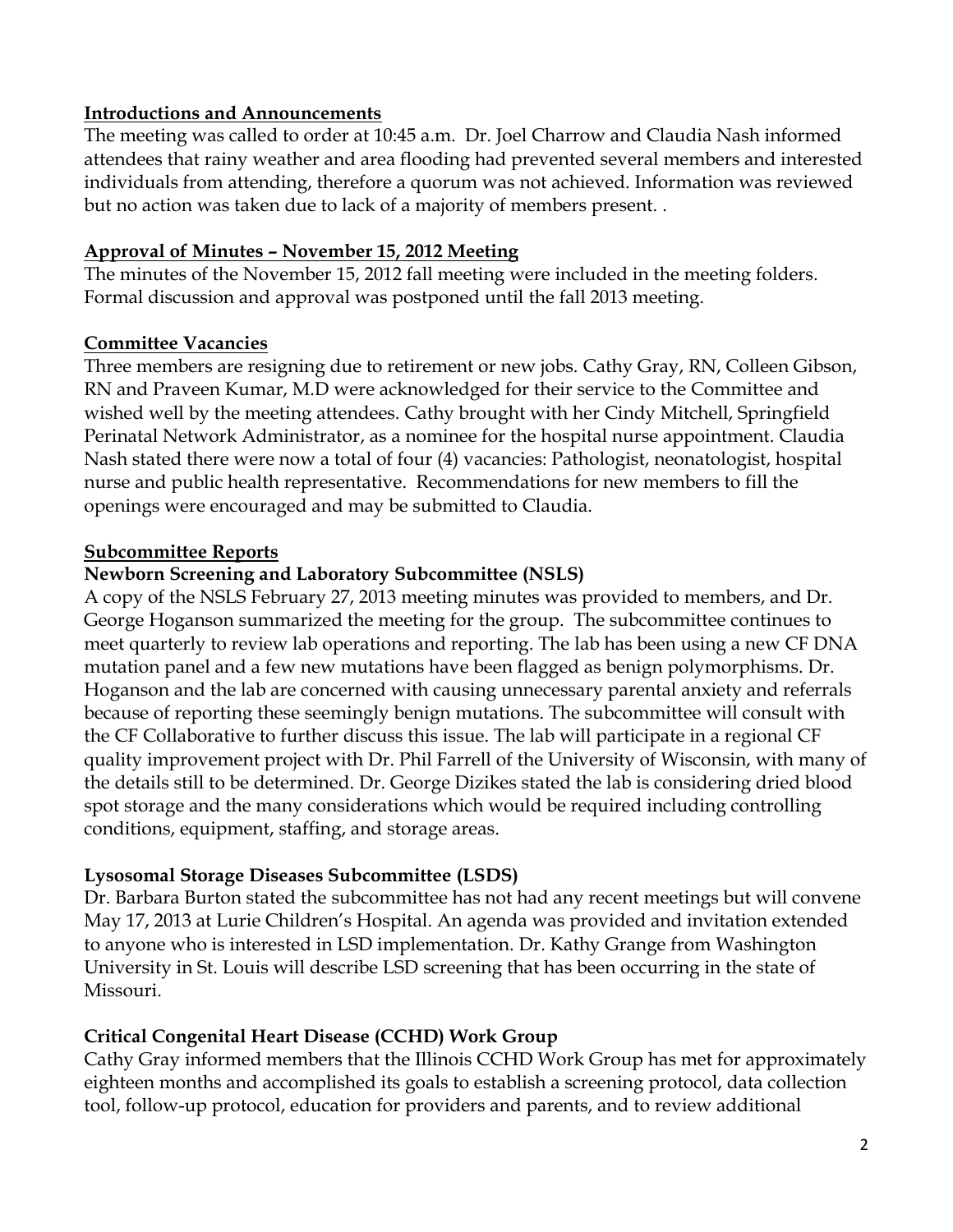**Introductions and Announcements**

The meeting was called to order at 10:45 a.m. Dr. Joel Charrow and Claudia Nash informed attendees that rainy weather and area flooding had prevented several members and interested individuals from attending, therefore a quorum was not achieved. Information was reviewed but no action was taken due to lack of a majority of members present. .

**Approval of Minutes – November 15, 2012 Meeting**

The minutes of the November 15, 2012 fall meeting were included in the meeting folders. Formal discussion and approval was postponed until the fall 2013 meeting.

**Committee Vacancies**

Three members are resigning due to retirement or new jobs. Cathy Gray, RN, Colleen Gibson, RN and Praveen Kumar, M.D were acknowledged for their service to the Committee and wished well by the meeting attendees. Cathy brought with her Cindy Mitchell, Springfield Perinatal Network Administrator, as a nominee for the hospital nurse appointment. Claudia Nash stated there were now a total of four (4) vacancies: Pathologist, neonatologist, hospital nurse and public health representative. Recommendations for new members to fill the openings were encouraged and may be submitted to Claudia.

**Subcommittee Reports**

**Newborn Screening and Laboratory Subcommittee (NSLS)**

A copy of the NSLS February 27, 2013 meeting minutes was provided to members, and Dr. George Hoganson summarized the meeting for the group. The subcommittee continues to meet quarterly to review lab operations and reporting. The lab has been using a new CF DNA mutation panel and a few new mutations have been flagged as benign polymorphisms. Dr. Hoganson and the lab are concerned with causing unnecessary parental anxiety and referrals because of reporting these seemingly benign mutations. The subcommittee will consult with the CF Collaborative to further discuss this issue. The lab will participate in a regional CF quality improvement project with Dr. Phil Farrell of the University of Wisconsin, with many of the details still to be determined. Dr. George Dizikes stated the lab is considering dried blood spot storage and the many considerations which would be required including controlling conditions, equipment, staffing, and storage areas.

**Lysosomal Storage Diseases Subcommittee (LSDS)**

Dr. Barbara Burton stated the subcommittee has not had any recent meetings but will convene May 17, 2013 at Lurie Children's Hospital. An agenda was provided and invitation extended to anyone who is interested in LSD implementation. Dr. Kathy Grange from Washington University in St. Louis will describe LSD screening that has been occurring in the state of Missouri.

**Critical Congenital Heart Disease (CCHD) Work Group**

Cathy Gray informed members that the Illinois CCHD Work Group has met for approximately eighteen months and accomplished its goals to establish a screening protocol, data collection tool, follow-up protocol, education for providers and parents, and to review additional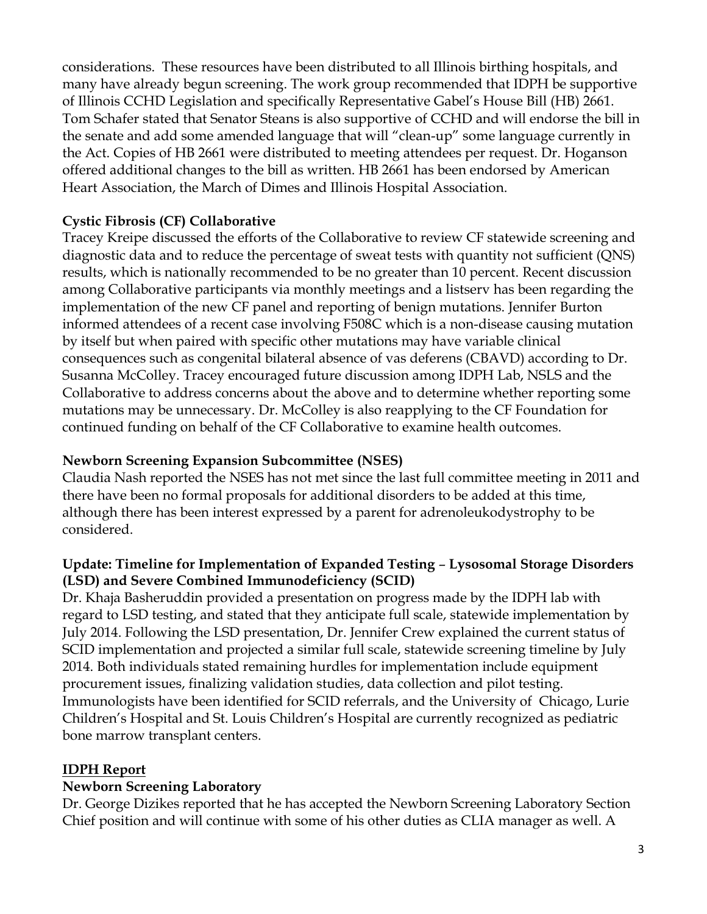considerations. These resources have been distributed to all Illinois birthing hospitals, and many have already begun screening. The work group recommended that IDPH be supportive of Illinois CCHD Legislation and specifically Representative Gabel's House Bill (HB) 2661. Tom Schafer stated that Senator Steans is also supportive of CCHD and will endorse the bill in the senate and add some amended language that will "clean-up" some language currently in the Act. Copies of HB 2661 were distributed to meeting attendees per request. Dr. Hoganson offered additional changes to the bill as written. HB 2661 has been endorsed by American Heart Association, the March of Dimes and Illinois Hospital Association.

**Cystic Fibrosis (CF) Collaborative**

Tracey Kreipe discussed the efforts of the Collaborative to review CF statewide screening and diagnostic data and to reduce the percentage of sweat tests with quantity not sufficient (QNS) results, which is nationally recommended to be no greater than 10 percent. Recent discussion among Collaborative participants via monthly meetings and a listserv has been regarding the implementation of the new CF panel and reporting of benign mutations. Jennifer Burton informed attendees of a recent case involving F508C which is a non-disease causing mutation by itself but when paired with specific other mutations may have variable clinical consequences such as congenital bilateral absence of vas deferens (CBAVD) according to Dr. Susanna McColley. Tracey encouraged future discussion among IDPH Lab, NSLS and the Collaborative to address concerns about the above and to determine whether reporting some mutations may be unnecessary. Dr. McColley is also reapplying to the CF Foundation for continued funding on behalf of the CF Collaborative to examine health outcomes.

**Newborn Screening Expansion Subcommittee (NSES)**

Claudia Nash reported the NSES has not met since the last full committee meeting in 2011 and there have been no formal proposals for additional disorders to be added at this time, although there has been interest expressed by a parent for adrenoleukodystrophy to be considered.

**Update: Timeline for Implementation of Expanded Testing – Lysosomal Storage Disorders (LSD) and Severe Combined Immunodeficiency (SCID)**

Dr. Khaja Basheruddin provided a presentation on progress made by the IDPH lab with regard to LSD testing, and stated that they anticipate full scale, statewide implementation by July 2014. Following the LSD presentation, Dr. Jennifer Crew explained the current status of SCID implementation and projected a similar full scale, statewide screening timeline by July 2014. Both individuals stated remaining hurdles for implementation include equipment procurement issues, finalizing validation studies, data collection and pilot testing. Immunologists have been identified for SCID referrals, and the University of Chicago, Lurie Children's Hospital and St. Louis Children's Hospital are currently recognized as pediatric bone marrow transplant centers.

**<u>IDPH Report</u>**

**Newborn Screening Laboratory**

Dr. George Dizikes reported that he has accepted the Newborn Screening Laboratory Section Chief position and will continue with some of his other duties as CLIA manager as well. A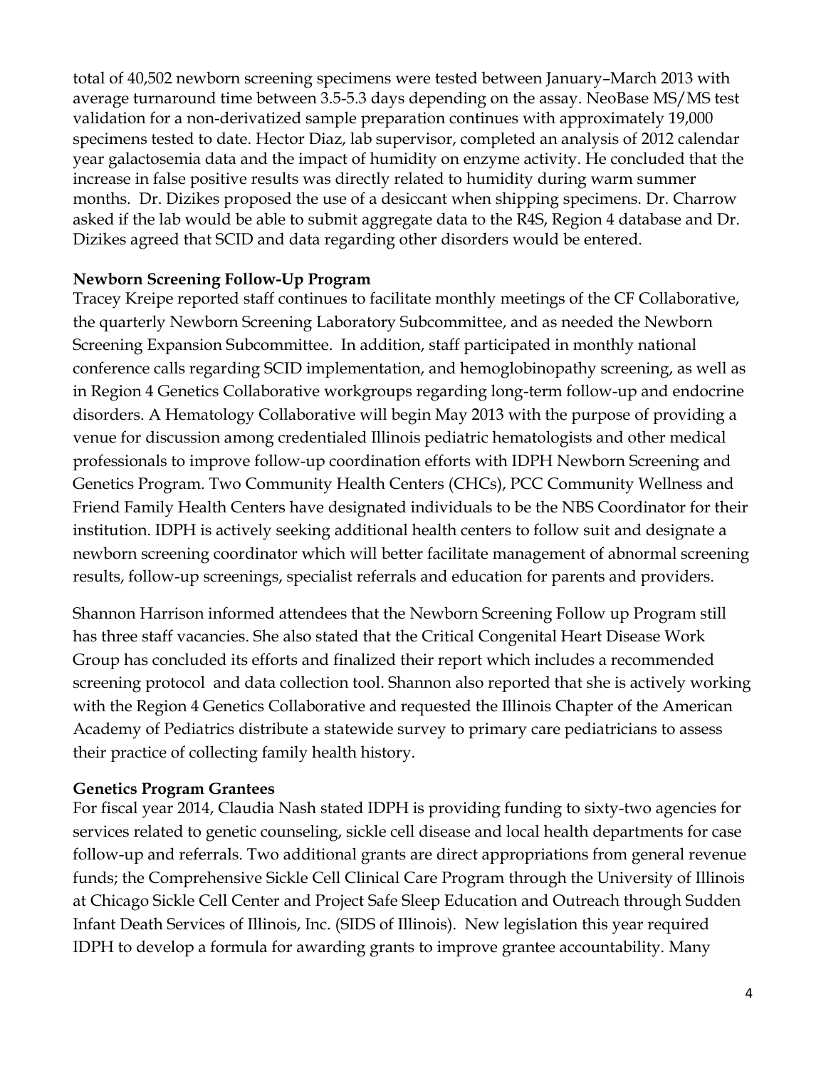total of 40,502 newborn screening specimens were tested between January–March 2013 with average turnaround time between 3.5-5.3 days depending on the assay. NeoBase MS/MS test validation for a non-derivatized sample preparation continues with approximately 19,000 specimens tested to date. Hector Diaz, lab supervisor, completed an analysis of 2012 calendar year galactosemia data and the impact of humidity on enzyme activity. He concluded that the increase in false positive results was directly related to humidity during warm summer months. Dr. Dizikes proposed the use of a desiccant when shipping specimens. Dr. Charrow asked if the lab would be able to submit aggregate data to the R4S, Region 4 database and Dr. Dizikes agreed that SCID and data regarding other disorders would be entered.

**Newborn Screening Follow-Up Program**

Tracey Kreipe reported staff continues to facilitate monthly meetings of the CF Collaborative, the quarterly Newborn Screening Laboratory Subcommittee, and as needed the Newborn Screening Expansion Subcommittee. In addition, staff participated in monthly national conference calls regarding SCID implementation, and hemoglobinopathy screening, as well as in Region 4 Genetics Collaborative workgroups regarding long-term follow-up and endocrine disorders. A Hematology Collaborative will begin May 2013 with the purpose of providing a venue for discussion among credentialed Illinois pediatric hematologists and other medical professionals to improve follow-up coordination efforts with IDPH Newborn Screening and Genetics Program. Two Community Health Centers (CHCs), PCC Community Wellness and Friend Family Health Centers have designated individuals to be the NBS Coordinator for their institution. IDPH is actively seeking additional health centers to follow suit and designate a newborn screening coordinator which will better facilitate management of abnormal screening results, follow-up screenings, specialist referrals and education for parents and providers.

Shannon Harrison informed attendees that the Newborn Screening Follow up Program still has three staff vacancies. She also stated that the Critical Congenital Heart Disease Work Group has concluded its efforts and finalized their report which includes a recommended screening protocol and data collection tool. Shannon also reported that she is actively working with the Region 4 Genetics Collaborative and requested the Illinois Chapter of the American Academy of Pediatrics distribute a statewide survey to primary care pediatricians to assess their practice of collecting family health history.

**Genetics Program Grantees**

For fiscal year 2014, Claudia Nash stated IDPH is providing funding to sixty-two agencies for services related to genetic counseling, sickle cell disease and local health departments for case follow-up and referrals. Two additional grants are direct appropriations from general revenue funds; the Comprehensive Sickle Cell Clinical Care Program through the University of Illinois at Chicago Sickle Cell Center and Project Safe Sleep Education and Outreach through Sudden Infant Death Services of Illinois, Inc. (SIDS of Illinois). New legislation this year required IDPH to develop a formula for awarding grants to improve grantee accountability. Many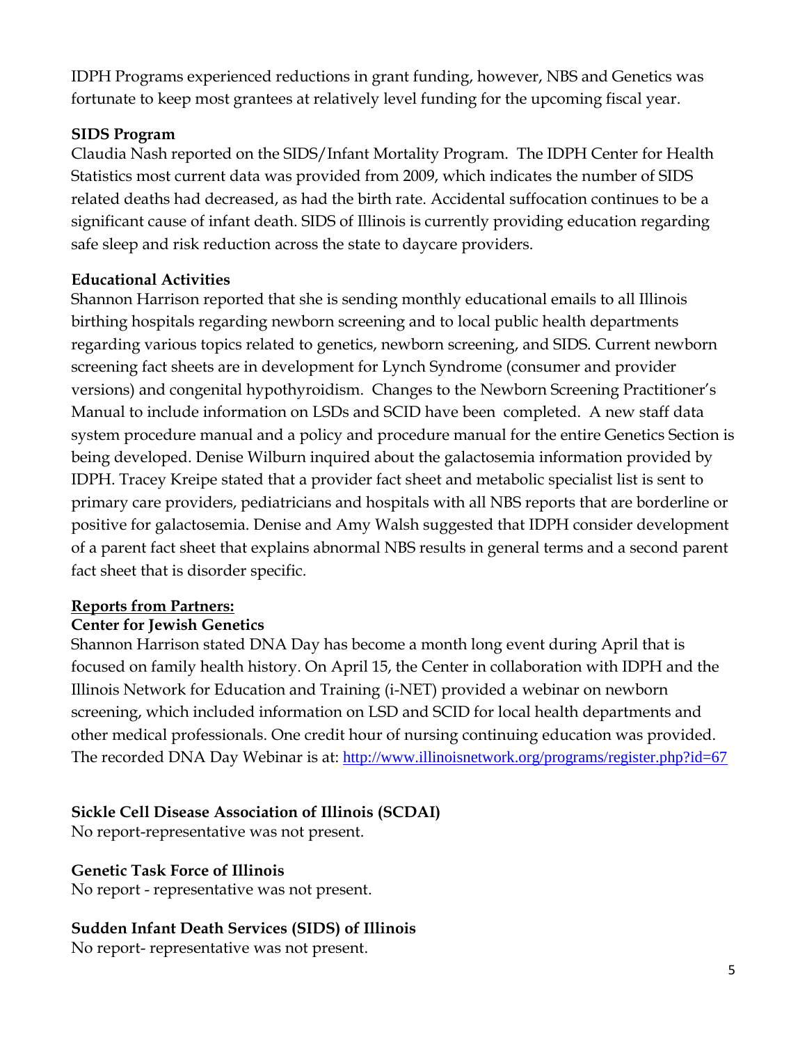IDPH Programs experienced reductions in grant funding, however, NBS and Genetics was fortunate to keep most grantees at relatively level funding for the upcoming fiscal year.

**SIDS Program**

Claudia Nash reported on the SIDS/Infant Mortality Program. The IDPH Center for Health Statistics most current data was provided from 2009, which indicates the number of SIDS related deaths had decreased, as had the birth rate. Accidental suffocation continues to be a significant cause of infant death. SIDS of Illinois is currently providing education regarding safe sleep and risk reduction across the state to daycare providers.

**Educational Activities**

Shannon Harrison reported that she is sending monthly educational emails to all Illinois birthing hospitals regarding newborn screening and to local public health departments regarding various topics related to genetics, newborn screening, and SIDS. Current newborn screening fact sheets are in development for Lynch Syndrome (consumer and provider versions) and congenital hypothyroidism. Changes to the Newborn Screening Practitioner's Manual to include information on LSDs and SCID have been completed. A new staff data system procedure manual and a policy and procedure manual for the entire Genetics Section is being developed. Denise Wilburn inquired about the galactosemia information provided by IDPH. Tracey Kreipe stated that a provider fact sheet and metabolic specialist list is sent to primary care providers, pediatricians and hospitals with all NBS reports that are borderline or positive for galactosemia. Denise and Amy Walsh suggested that IDPH consider development of a parent fact sheet that explains abnormal NBS results in general terms and a second parent fact sheet that is disorder specific.

**<u>Reports from Partners:</u>**

**Center for Jewish Genetics**

Shannon Harrison stated DNA Day has become a month long event during April that is focused on family health history. On April 15, the Center in collaboration with IDPH and the Illinois Network for Education and Training (i-NET) provided a webinar on newborn screening, which included information on LSD and SCID for local health departments and other medical professionals. One credit hour of nursing continuing education was provided. The recorded DNA Day Webinar is at: http://www.illinoisnetwork.org/programs/register.php?id=67

**Sickle Cell Disease Association of Illinois (SCDAI)**

No report-representative was not present.

**Genetic Task Force of Illinois**

No report - representative was not present.

**Sudden Infant Death Services (SIDS) of Illinois**

No report- representative was not present.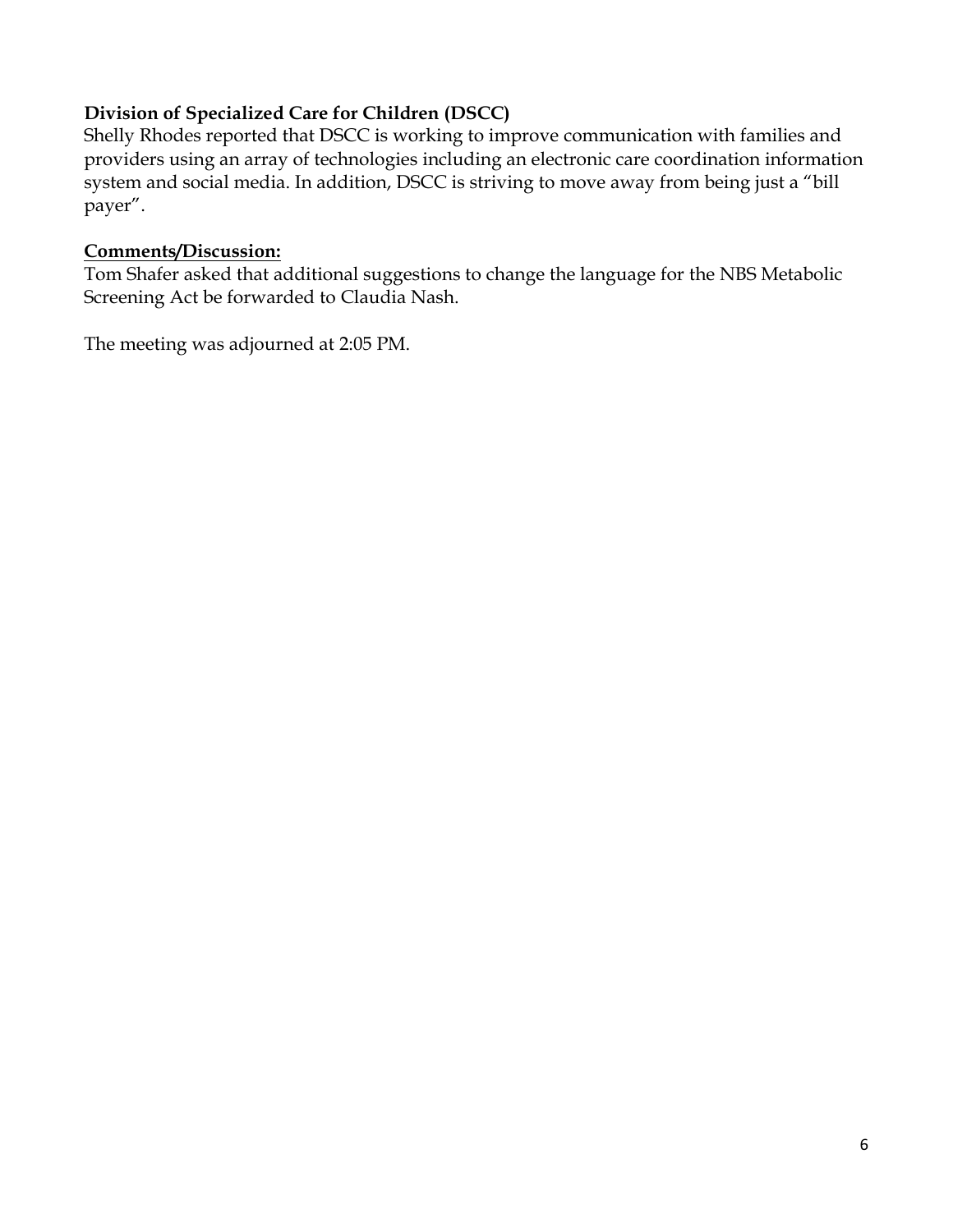**Division of Specialized Care for Children (DSCC)**

Shelly Rhodes reported that DSCC is working to improve communication with families and providers using an array of technologies including an electronic care coordination information system and social media. In addition, DSCC is striving to move away from being just a "bill payer".

**Comments/Discussion:**

Tom Shafer asked that additional suggestions to change the language for the NBS Metabolic Screening Act be forwarded to Claudia Nash.

The meeting was adjourned at 2:05 PM.